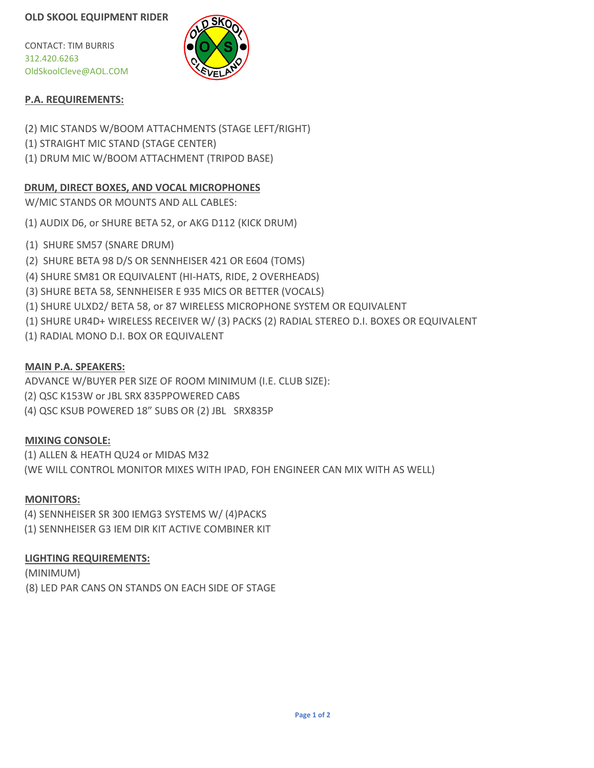# OLD SKOOL EQUIPMENT RIDER

CONTACT: TIM BURRIS
312.420.6263
OldSkoolCleve@AOL.COM

## P.A. REQUIREMENTS:

(2) MIC STANDS W/BOOM ATTACHMENTS (STAGE LEFT/RIGHT)
(1) STRAIGHT MIC STAND (STAGE CENTER)
(1) DRUM MIC W/BOOM ATTACHMENT (TRIPOD BASE)

## DRUM, DIRECT BOXES, AND VOCAL MICROPHONES

W/MIC STANDS OR MOUNTS AND ALL CABLES:

(1) AUDIX D6, or SHURE BETA 52, or AKG D112 (KICK DRUM)

(1) SHURE SM57 (SNARE DRUM)
(2) SHURE BETA 98 D/S OR SENNHEISER 421 OR E604 (TOMS)
(4) SHURE SM81 OR EQUIVALENT (HI-HATS, RIDE, 2 OVERHEADS)
(3) SHURE BETA 58, SENNHEISER E 935 MICS OR BETTER (VOCALS)
(1) SHURE ULXD2/ BETA 58, or 87 WIRELESS MICROPHONE SYSTEM OR EQUIVALENT
(1) SHURE UR4D+ WIRELESS RECEIVER W/ (3) PACKS (2) RADIAL STEREO D.I. BOXES OR EQUIVALENT
(1) RADIAL MONO D.I. BOX OR EQUIVALENT

## MAIN P.A. SPEAKERS:

ADVANCE W/BUYER PER SIZE OF ROOM MINIMUM (I.E. CLUB SIZE):
(2) QSC K153W or JBL SRX 835PPOWERED CABS
(4) QSC KSUB POWERED 18" SUBS OR (2) JBL SRX835P

## MIXING CONSOLE:

(1) ALLEN & HEATH QU24 or MIDAS M32
(WE WILL CONTROL MONITOR MIXES WITH IPAD, FOH ENGINEER CAN MIX WITH AS WELL)

## MONITORS:

(4) SENNHEISER SR 300 IEMG3 SYSTEMS W/ (4)PACKS
(1) SENNHEISER G3 IEM DIR KIT ACTIVE COMBINER KIT

## LIGHTING REQUIREMENTS:

(MINIMUM)
(8) LED PAR CANS ON STANDS ON EACH SIDE OF STAGE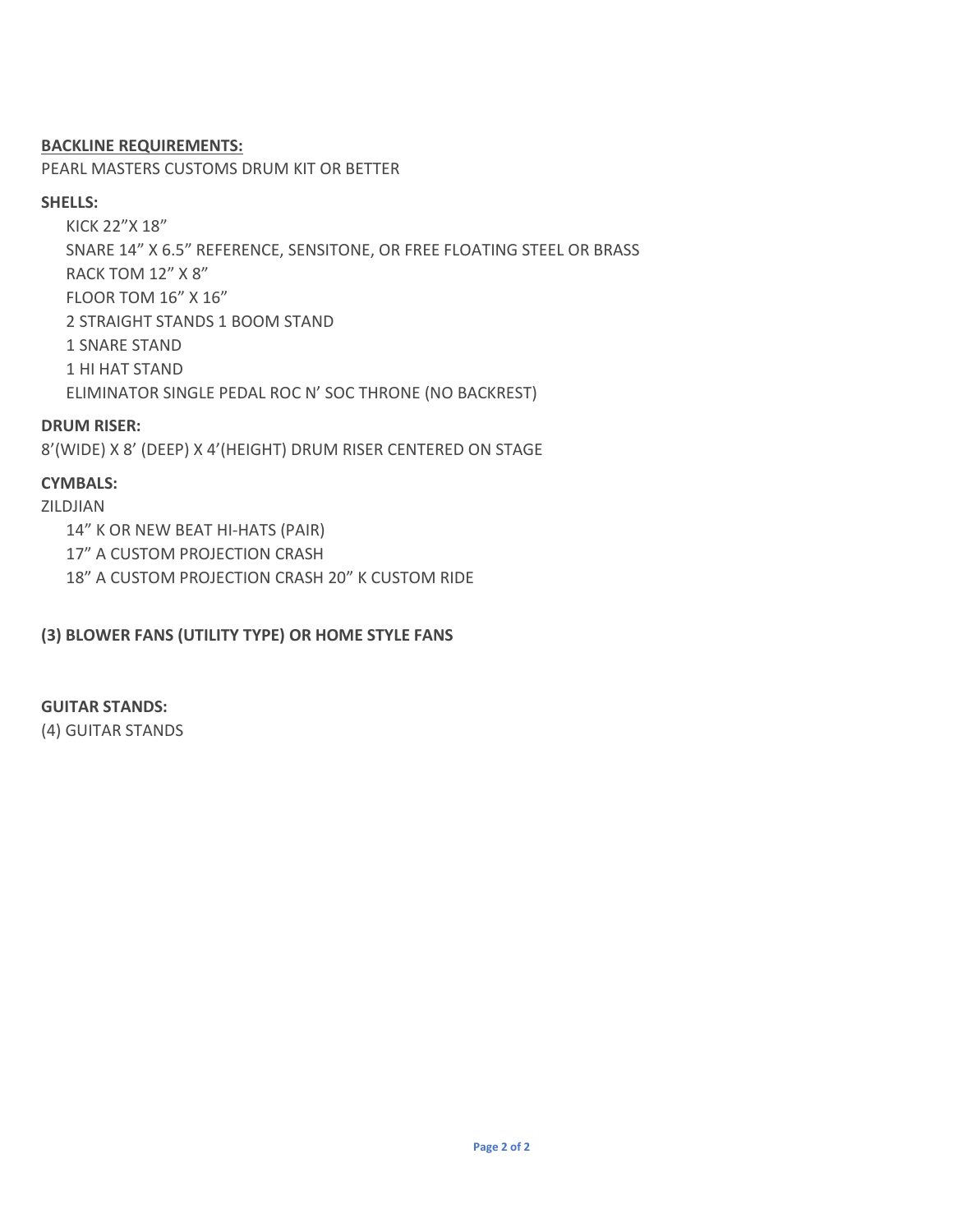**<u>BACKLINE REQUIREMENTS:</u>**

PEARL MASTERS CUSTOMS DRUM KIT OR BETTER

**SHELLS:**

KICK 22”X 18”
SNARE 14” X 6.5” REFERENCE, SENSITONE, OR FREE FLOATING STEEL OR BRASS
RACK TOM 12” X 8”
FLOOR TOM 16” X 16”
2 STRAIGHT STANDS 1 BOOM STAND
1 SNARE STAND
1 HI HAT STAND
ELIMINATOR SINGLE PEDAL ROC N’ SOC THRONE (NO BACKREST)

**DRUM RISER:**

8’(WIDE) X 8’ (DEEP) X 4’(HEIGHT) DRUM RISER CENTERED ON STAGE

**CYMBALS:**

ZILDJIAN

14” K OR NEW BEAT HI-HATS (PAIR)
17” A CUSTOM PROJECTION CRASH
18” A CUSTOM PROJECTION CRASH 20” K CUSTOM RIDE

**(3) BLOWER FANS (UTILITY TYPE) OR HOME STYLE FANS**

**GUITAR STANDS:**

(4) GUITAR STANDS